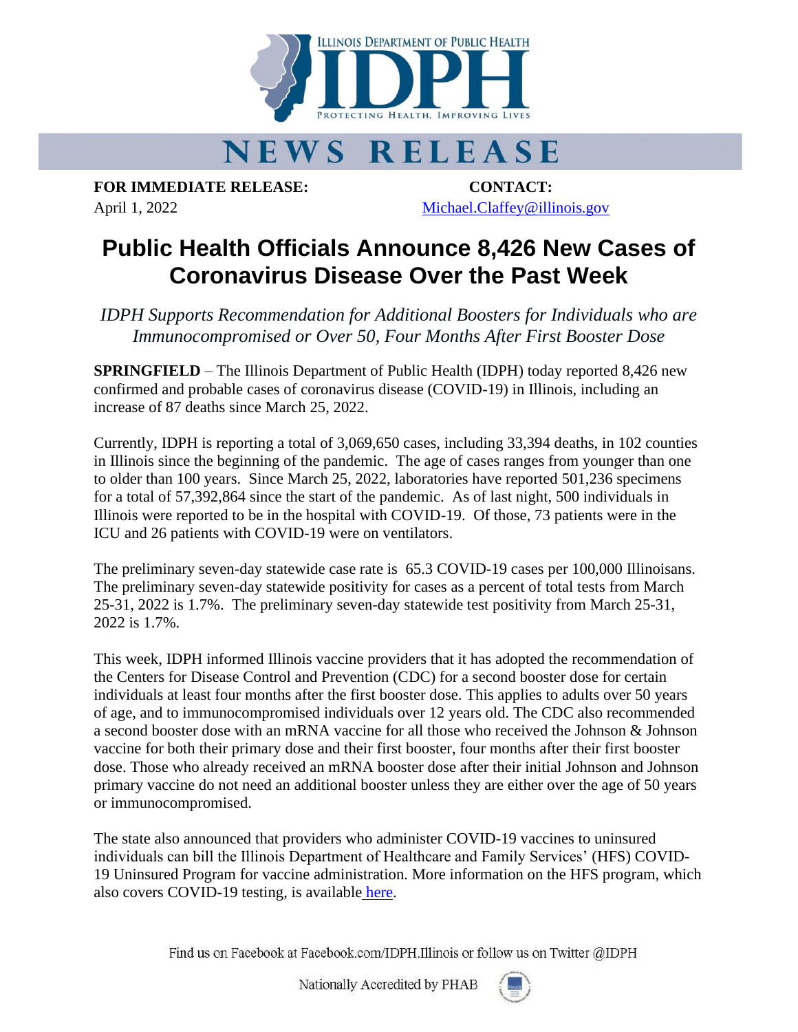ILLINOIS DEPARTMENT OF PUBLIC HEALTH

IDPH

PROTECTING HEALTH, IMPROVING LIVES

# NEWS RELEASE

**FOR IMMEDIATE RELEASE:**
April 1, 2022

**CONTACT:**
Michael.Claffey@illinois.gov

# Public Health Officials Announce 8,426 New Cases of Coronavirus Disease Over the Past Week

*IDPH Supports Recommendation for Additional Boosters for Individuals who are Immunocompromised or Over 50, Four Months After First Booster Dose*

**SPRINGFIELD** – The Illinois Department of Public Health (IDPH) today reported 8,426 new confirmed and probable cases of coronavirus disease (COVID-19) in Illinois, including an increase of 87 deaths since March 25, 2022.

Currently, IDPH is reporting a total of 3,069,650 cases, including 33,394 deaths, in 102 counties in Illinois since the beginning of the pandemic. The age of cases ranges from younger than one to older than 100 years. Since March 25, 2022, laboratories have reported 501,236 specimens for a total of 57,392,864 since the start of the pandemic. As of last night, 500 individuals in Illinois were reported to be in the hospital with COVID-19. Of those, 73 patients were in the ICU and 26 patients with COVID-19 were on ventilators.

The preliminary seven-day statewide case rate is 65.3 COVID-19 cases per 100,000 Illinoisans. The preliminary seven-day statewide positivity for cases as a percent of total tests from March 25-31, 2022 is 1.7%. The preliminary seven-day statewide test positivity from March 25-31, 2022 is 1.7%.

This week, IDPH informed Illinois vaccine providers that it has adopted the recommendation of the Centers for Disease Control and Prevention (CDC) for a second booster dose for certain individuals at least four months after the first booster dose. This applies to adults over 50 years of age, and to immunocompromised individuals over 12 years old. The CDC also recommended a second booster dose with an mRNA vaccine for all those who received the Johnson & Johnson vaccine for both their primary dose and their first booster, four months after their first booster dose. Those who already received an mRNA booster dose after their initial Johnson and Johnson primary vaccine do not need an additional booster unless they are either over the age of 50 years or immunocompromised.

The state also announced that providers who administer COVID-19 vaccines to uninsured individuals can bill the Illinois Department of Healthcare and Family Services' (HFS) COVID-19 Uninsured Program for vaccine administration. More information on the HFS program, which also covers COVID-19 testing, is available here.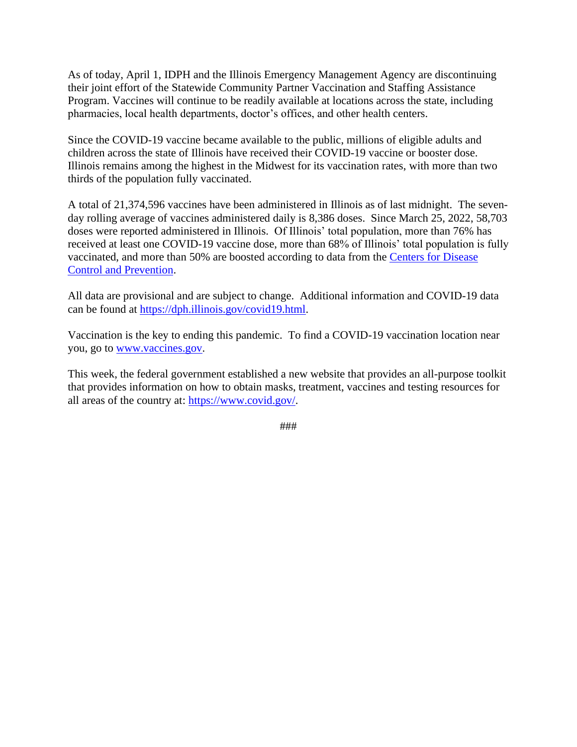As of today, April 1, IDPH and the Illinois Emergency Management Agency are discontinuing their joint effort of the Statewide Community Partner Vaccination and Staffing Assistance Program. Vaccines will continue to be readily available at locations across the state, including pharmacies, local health departments, doctor's offices, and other health centers.

Since the COVID-19 vaccine became available to the public, millions of eligible adults and children across the state of Illinois have received their COVID-19 vaccine or booster dose. Illinois remains among the highest in the Midwest for its vaccination rates, with more than two thirds of the population fully vaccinated.

A total of 21,374,596 vaccines have been administered in Illinois as of last midnight. The seven-day rolling average of vaccines administered daily is 8,386 doses. Since March 25, 2022, 58,703 doses were reported administered in Illinois. Of Illinois' total population, more than 76% has received at least one COVID-19 vaccine dose, more than 68% of Illinois' total population is fully vaccinated, and more than 50% are boosted according to data from the [Centers for Disease Control and Prevention](https://www.cdc.gov).

All data are provisional and are subject to change. Additional information and COVID-19 data can be found at [https://dph.illinois.gov/covid19.html](https://dph.illinois.gov/covid19.html).

Vaccination is the key to ending this pandemic. To find a COVID-19 vaccination location near you, go to [www.vaccines.gov](http://www.vaccines.gov).

This week, the federal government established a new website that provides an all-purpose toolkit that provides information on how to obtain masks, treatment, vaccines and testing resources for all areas of the country at: [https://www.covid.gov/](https://www.covid.gov/).

###